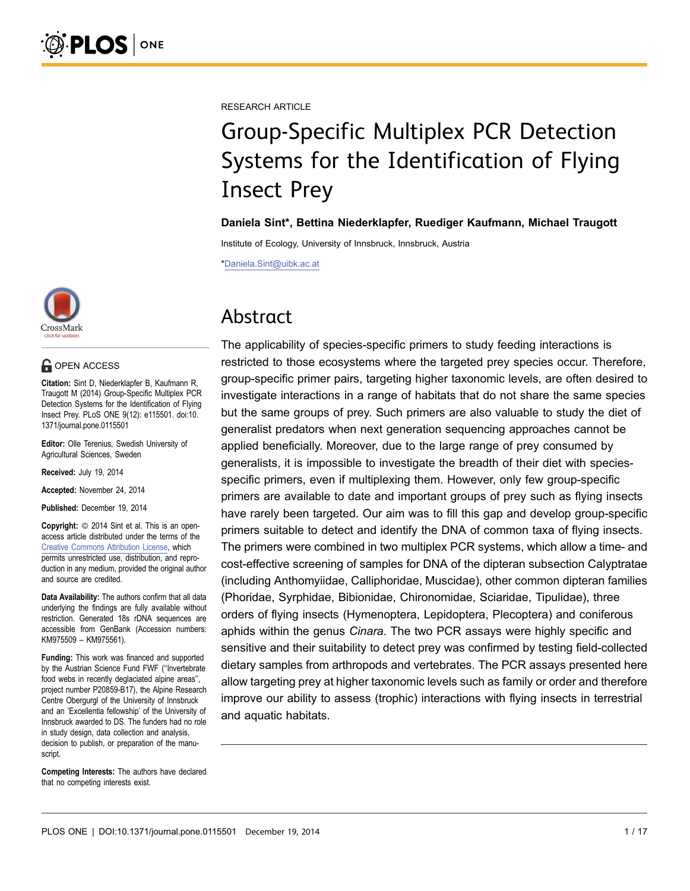RESEARCH ARTICLE

# Group-Specific Multiplex PCR Detection Systems for the Identification of Flying Insect Prey

**Daniela Sint*, Bettina Niederklapfer, Ruediger Kaufmann, Michael Traugott**

Institute of Ecology, University of Innsbruck, Innsbruck, Austria

*Daniela.Sint@uibk.ac.at

OPEN ACCESS

**Citation:** Sint D, Niederklapfer B, Kaufmann R, Traugott M (2014) Group-Specific Multiplex PCR Detection Systems for the Identification of Flying Insect Prey. PLoS ONE 9(12): e115501. doi:10.1371/journal.pone.0115501

**Editor:** Olle Terenius, Swedish University of Agricultural Sciences, Sweden

**Received:** July 19, 2014

**Accepted:** November 24, 2014

**Published:** December 19, 2014

**Copyright:** © 2014 Sint et al. This is an open-access article distributed under the terms of the Creative Commons Attribution License, which permits unrestricted use, distribution, and reproduction in any medium, provided the original author and source are credited.

**Data Availability:** The authors confirm that all data underlying the findings are fully available without restriction. Generated 18s rDNA sequences are accessible from GenBank (Accession numbers: KM975509 – KM975561).

**Funding:** This work was financed and supported by the Austrian Science Fund FWF ("Invertebrate food webs in recently deglaciated alpine areas", project number P20859-B17), the Alpine Research Centre Obergurgl of the University of Innsbruck and an 'Excellentia fellowship' of the University of Innsbruck awarded to DS. The funders had no role in study design, data collection and analysis, decision to publish, or preparation of the manuscript.

**Competing Interests:** The authors have declared that no competing interests exist.

## Abstract

The applicability of species-specific primers to study feeding interactions is restricted to those ecosystems where the targeted prey species occur. Therefore, group-specific primer pairs, targeting higher taxonomic levels, are often desired to investigate interactions in a range of habitats that do not share the same species but the same groups of prey. Such primers are also valuable to study the diet of generalist predators when next generation sequencing approaches cannot be applied beneficially. Moreover, due to the large range of prey consumed by generalists, it is impossible to investigate the breadth of their diet with species-specific primers, even if multiplexing them. However, only few group-specific primers are available to date and important groups of prey such as flying insects have rarely been targeted. Our aim was to fill this gap and develop group-specific primers suitable to detect and identify the DNA of common taxa of flying insects. The primers were combined in two multiplex PCR systems, which allow a time- and cost-effective screening of samples for DNA of the dipteran subsection Calyptratae (including Anthomyiidae, Calliphoridae, Muscidae), other common dipteran families (Phoridae, Syrphidae, Bibionidae, Chironomidae, Sciaridae, Tipulidae), three orders of flying insects (Hymenoptera, Lepidoptera, Plecoptera) and coniferous aphids within the genus *Cinara*. The two PCR assays were highly specific and sensitive and their suitability to detect prey was confirmed by testing field-collected dietary samples from arthropods and vertebrates. The PCR assays presented here allow targeting prey at higher taxonomic levels such as family or order and therefore improve our ability to assess (trophic) interactions with flying insects in terrestrial and aquatic habitats.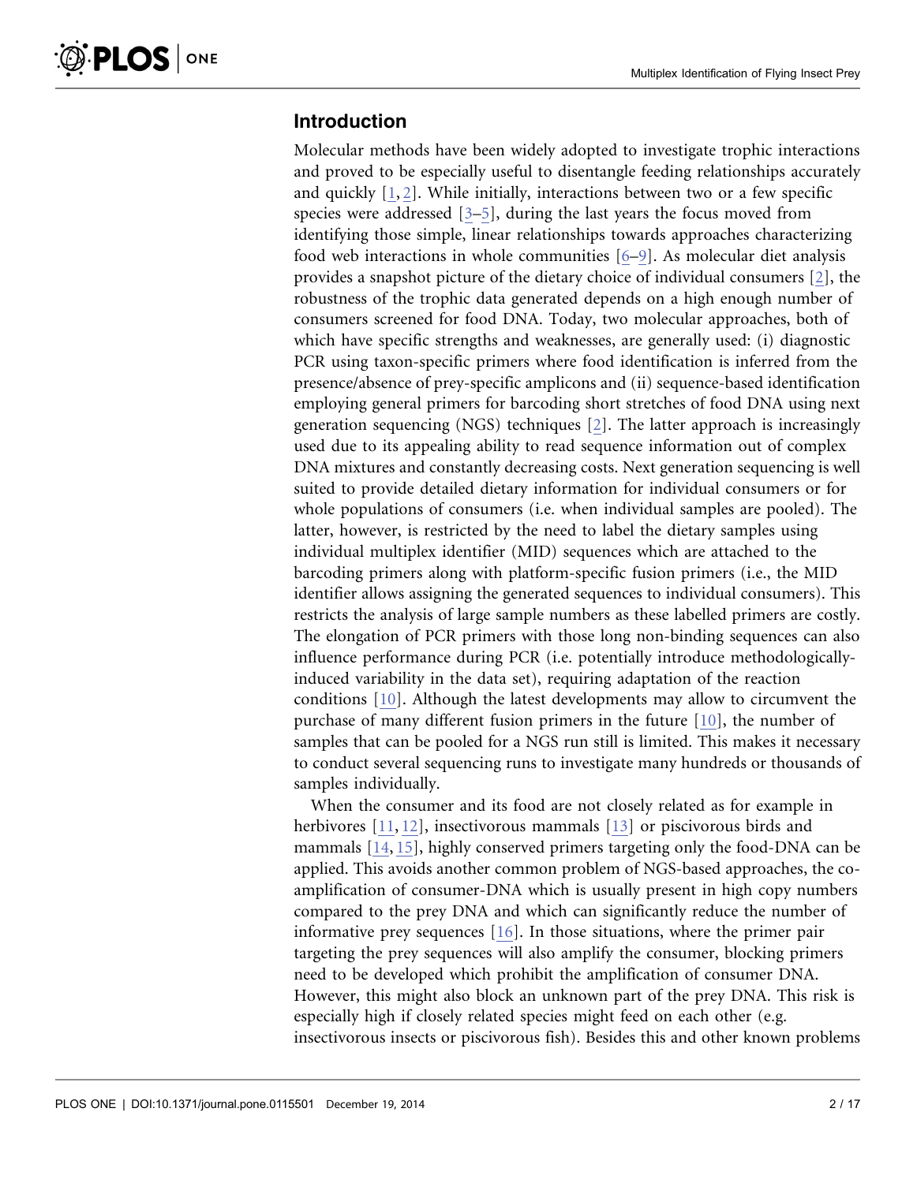## Introduction

Molecular methods have been widely adopted to investigate trophic interactions and proved to be especially useful to disentangle feeding relationships accurately and quickly [1, 2]. While initially, interactions between two or a few specific species were addressed [3–5], during the last years the focus moved from identifying those simple, linear relationships towards approaches characterizing food web interactions in whole communities [6–9]. As molecular diet analysis provides a snapshot picture of the dietary choice of individual consumers [2], the robustness of the trophic data generated depends on a high enough number of consumers screened for food DNA. Today, two molecular approaches, both of which have specific strengths and weaknesses, are generally used: (i) diagnostic PCR using taxon-specific primers where food identification is inferred from the presence/absence of prey-specific amplicons and (ii) sequence-based identification employing general primers for barcoding short stretches of food DNA using next generation sequencing (NGS) techniques [2]. The latter approach is increasingly used due to its appealing ability to read sequence information out of complex DNA mixtures and constantly decreasing costs. Next generation sequencing is well suited to provide detailed dietary information for individual consumers or for whole populations of consumers (i.e. when individual samples are pooled). The latter, however, is restricted by the need to label the dietary samples using individual multiplex identifier (MID) sequences which are attached to the barcoding primers along with platform-specific fusion primers (i.e., the MID identifier allows assigning the generated sequences to individual consumers). This restricts the analysis of large sample numbers as these labelled primers are costly. The elongation of PCR primers with those long non-binding sequences can also influence performance during PCR (i.e. potentially introduce methodologically-induced variability in the data set), requiring adaptation of the reaction conditions [10]. Although the latest developments may allow to circumvent the purchase of many different fusion primers in the future [10], the number of samples that can be pooled for a NGS run still is limited. This makes it necessary to conduct several sequencing runs to investigate many hundreds or thousands of samples individually.

When the consumer and its food are not closely related as for example in herbivores [11, 12], insectivorous mammals [13] or piscivorous birds and mammals [14, 15], highly conserved primers targeting only the food-DNA can be applied. This avoids another common problem of NGS-based approaches, the co-amplification of consumer-DNA which is usually present in high copy numbers compared to the prey DNA and which can significantly reduce the number of informative prey sequences [16]. In those situations, where the primer pair targeting the prey sequences will also amplify the consumer, blocking primers need to be developed which prohibit the amplification of consumer DNA. However, this might also block an unknown part of the prey DNA. This risk is especially high if closely related species might feed on each other (e.g. insectivorous insects or piscivorous fish). Besides this and other known problems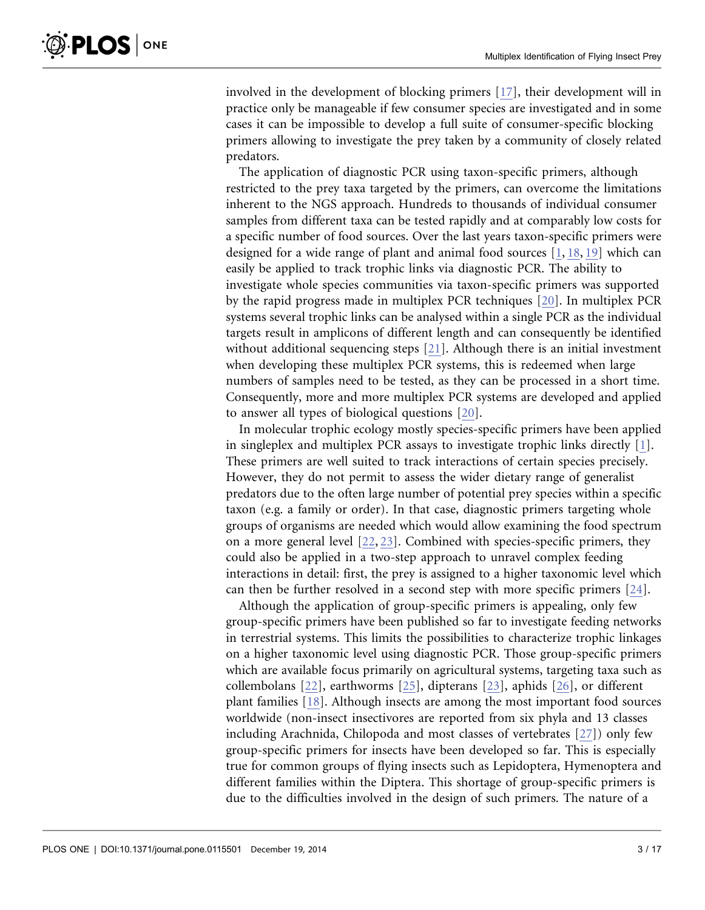involved in the development of blocking primers [17], their development will in practice only be manageable if few consumer species are investigated and in some cases it can be impossible to develop a full suite of consumer-specific blocking primers allowing to investigate the prey taken by a community of closely related predators.

The application of diagnostic PCR using taxon-specific primers, although restricted to the prey taxa targeted by the primers, can overcome the limitations inherent to the NGS approach. Hundreds to thousands of individual consumer samples from different taxa can be tested rapidly and at comparably low costs for a specific number of food sources. Over the last years taxon-specific primers were designed for a wide range of plant and animal food sources [1, 18, 19] which can easily be applied to track trophic links via diagnostic PCR. The ability to investigate whole species communities via taxon-specific primers was supported by the rapid progress made in multiplex PCR techniques [20]. In multiplex PCR systems several trophic links can be analysed within a single PCR as the individual targets result in amplicons of different length and can consequently be identified without additional sequencing steps [21]. Although there is an initial investment when developing these multiplex PCR systems, this is redeemed when large numbers of samples need to be tested, as they can be processed in a short time. Consequently, more and more multiplex PCR systems are developed and applied to answer all types of biological questions [20].

In molecular trophic ecology mostly species-specific primers have been applied in singleplex and multiplex PCR assays to investigate trophic links directly [1]. These primers are well suited to track interactions of certain species precisely. However, they do not permit to assess the wider dietary range of generalist predators due to the often large number of potential prey species within a specific taxon (e.g. a family or order). In that case, diagnostic primers targeting whole groups of organisms are needed which would allow examining the food spectrum on a more general level [22, 23]. Combined with species-specific primers, they could also be applied in a two-step approach to unravel complex feeding interactions in detail: first, the prey is assigned to a higher taxonomic level which can then be further resolved in a second step with more specific primers [24].

Although the application of group-specific primers is appealing, only few group-specific primers have been published so far to investigate feeding networks in terrestrial systems. This limits the possibilities to characterize trophic linkages on a higher taxonomic level using diagnostic PCR. Those group-specific primers which are available focus primarily on agricultural systems, targeting taxa such as collembolans [22], earthworms [25], dipterans [23], aphids [26], or different plant families [18]. Although insects are among the most important food sources worldwide (non-insect insectivores are reported from six phyla and 13 classes including Arachnida, Chilopoda and most classes of vertebrates [27]) only few group-specific primers for insects have been developed so far. This is especially true for common groups of flying insects such as Lepidoptera, Hymenoptera and different families within the Diptera. This shortage of group-specific primers is due to the difficulties involved in the design of such primers. The nature of a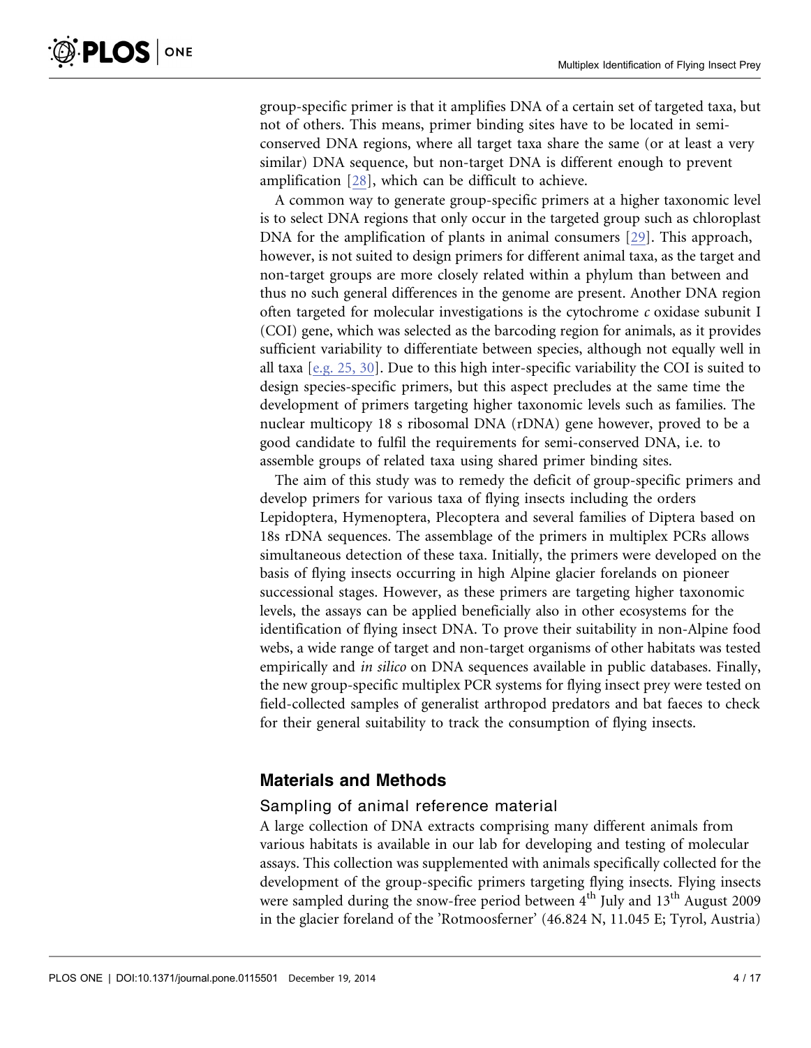group-specific primer is that it amplifies DNA of a certain set of targeted taxa, but not of others. This means, primer binding sites have to be located in semi-conserved DNA regions, where all target taxa share the same (or at least a very similar) DNA sequence, but non-target DNA is different enough to prevent amplification [28], which can be difficult to achieve.

A common way to generate group-specific primers at a higher taxonomic level is to select DNA regions that only occur in the targeted group such as chloroplast DNA for the amplification of plants in animal consumers [29]. This approach, however, is not suited to design primers for different animal taxa, as the target and non-target groups are more closely related within a phylum than between and thus no such general differences in the genome are present. Another DNA region often targeted for molecular investigations is the cytochrome *c* oxidase subunit I (COI) gene, which was selected as the barcoding region for animals, as it provides sufficient variability to differentiate between species, although not equally well in all taxa [e.g. 25, 30]. Due to this high inter-specific variability the COI is suited to design species-specific primers, but this aspect precludes at the same time the development of primers targeting higher taxonomic levels such as families. The nuclear multicopy 18 s ribosomal DNA (rDNA) gene however, proved to be a good candidate to fulfil the requirements for semi-conserved DNA, i.e. to assemble groups of related taxa using shared primer binding sites.

The aim of this study was to remedy the deficit of group-specific primers and develop primers for various taxa of flying insects including the orders Lepidoptera, Hymenoptera, Plecoptera and several families of Diptera based on 18s rDNA sequences. The assemblage of the primers in multiplex PCRs allows simultaneous detection of these taxa. Initially, the primers were developed on the basis of flying insects occurring in high Alpine glacier forelands on pioneer successional stages. However, as these primers are targeting higher taxonomic levels, the assays can be applied beneficially also in other ecosystems for the identification of flying insect DNA. To prove their suitability in non-Alpine food webs, a wide range of target and non-target organisms of other habitats was tested empirically and *in silico* on DNA sequences available in public databases. Finally, the new group-specific multiplex PCR systems for flying insect prey were tested on field-collected samples of generalist arthropod predators and bat faeces to check for their general suitability to track the consumption of flying insects.

## Materials and Methods

### Sampling of animal reference material

A large collection of DNA extracts comprising many different animals from various habitats is available in our lab for developing and testing of molecular assays. This collection was supplemented with animals specifically collected for the development of the group-specific primers targeting flying insects. Flying insects were sampled during the snow-free period between 4th July and 13th August 2009 in the glacier foreland of the 'Rotmoosferner' (46.824 N, 11.045 E; Tyrol, Austria)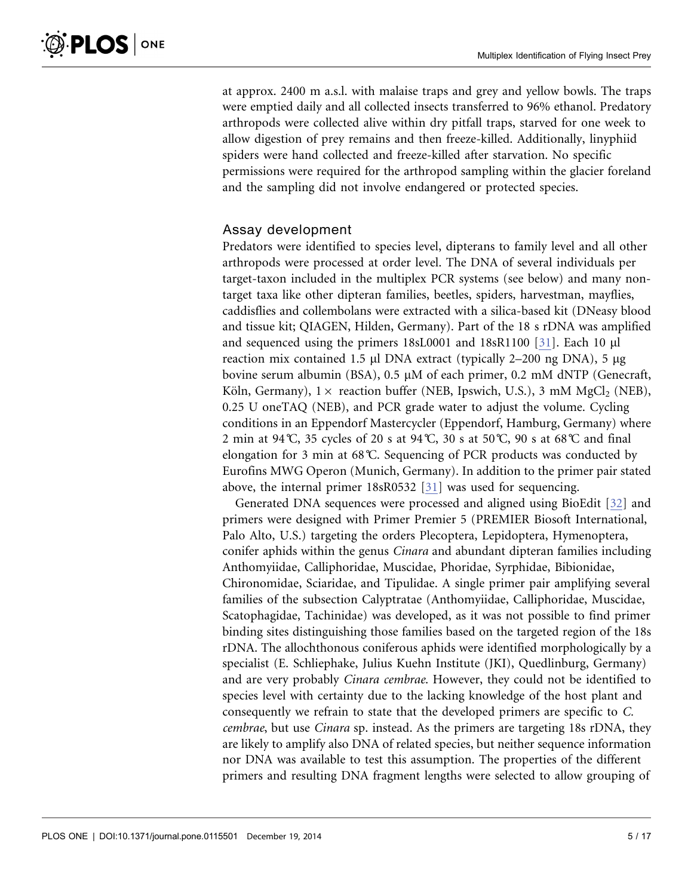at approx. 2400 m a.s.l. with malaise traps and grey and yellow bowls. The traps were emptied daily and all collected insects transferred to 96% ethanol. Predatory arthropods were collected alive within dry pitfall traps, starved for one week to allow digestion of prey remains and then freeze-killed. Additionally, linyphiid spiders were hand collected and freeze-killed after starvation. No specific permissions were required for the arthropod sampling within the glacier foreland and the sampling did not involve endangered or protected species.

## Assay development

Predators were identified to species level, dipterans to family level and all other arthropods were processed at order level. The DNA of several individuals per target-taxon included in the multiplex PCR systems (see below) and many non-target taxa like other dipteran families, beetles, spiders, harvestman, mayflies, caddisflies and collembolans were extracted with a silica-based kit (DNeasy blood and tissue kit; QIAGEN, Hilden, Germany). Part of the 18 s rDNA was amplified and sequenced using the primers 18sL0001 and 18sR1100 [31]. Each 10 µl reaction mix contained 1.5 µl DNA extract (typically 2–200 ng DNA), 5 µg bovine serum albumin (BSA), 0.5 µM of each primer, 0.2 mM dNTP (Genecraft, Köln, Germany), 1× reaction buffer (NEB, Ipswich, U.S.), 3 mM $MgCl_2$ (NEB), 0.25 U oneTAQ (NEB), and PCR grade water to adjust the volume. Cycling conditions in an Eppendorf Mastercycler (Eppendorf, Hamburg, Germany) where 2 min at 94℃, 35 cycles of 20 s at 94℃, 30 s at 50℃, 90 s at 68℃ and final elongation for 3 min at 68℃. Sequencing of PCR products was conducted by Eurofins MWG Operon (Munich, Germany). In addition to the primer pair stated above, the internal primer 18sR0532 [31] was used for sequencing.

Generated DNA sequences were processed and aligned using BioEdit [32] and primers were designed with Primer Premier 5 (PREMIER Biosoft International, Palo Alto, U.S.) targeting the orders Plecoptera, Lepidoptera, Hymenoptera, conifer aphids within the genus *Cinara* and abundant dipteran families including Anthomyiidae, Calliphoridae, Muscidae, Phoridae, Syrphidae, Bibionidae, Chironomidae, Sciaridae, and Tipulidae. A single primer pair amplifying several families of the subsection Calyptratae (Anthomyiidae, Calliphoridae, Muscidae, Scatophagidae, Tachinidae) was developed, as it was not possible to find primer binding sites distinguishing those families based on the targeted region of the 18s rDNA. The allochthonous coniferous aphids were identified morphologically by a specialist (E. Schliephake, Julius Kuehn Institute (JKI), Quedlinburg, Germany) and are very probably *Cinara cembrae*. However, they could not be identified to species level with certainty due to the lacking knowledge of the host plant and consequently we refrain to state that the developed primers are specific to *C. cembrae*, but use *Cinara* sp. instead. As the primers are targeting 18s rDNA, they are likely to amplify also DNA of related species, but neither sequence information nor DNA was available to test this assumption. The properties of the different primers and resulting DNA fragment lengths were selected to allow grouping of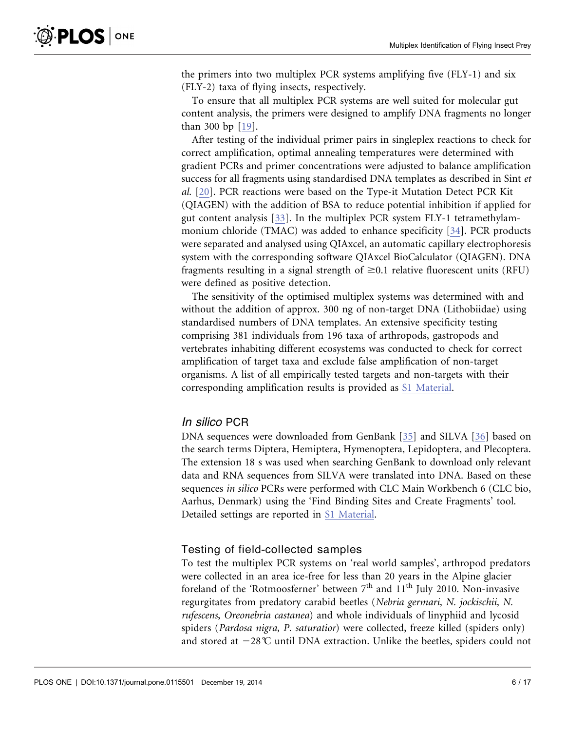the primers into two multiplex PCR systems amplifying five (FLY-1) and six (FLY-2) taxa of flying insects, respectively.

To ensure that all multiplex PCR systems are well suited for molecular gut content analysis, the primers were designed to amplify DNA fragments no longer than 300 bp [19].

After testing of the individual primer pairs in singleplex reactions to check for correct amplification, optimal annealing temperatures were determined with gradient PCRs and primer concentrations were adjusted to balance amplification success for all fragments using standardised DNA templates as described in Sint *et al*. [20]. PCR reactions were based on the Type-it Mutation Detect PCR Kit (QIAGEN) with the addition of BSA to reduce potential inhibition if applied for gut content analysis [33]. In the multiplex PCR system FLY-1 tetramethylammonium chloride (TMAC) was added to enhance specificity [34]. PCR products were separated and analysed using QIAxcel, an automatic capillary electrophoresis system with the corresponding software QIAxcel BioCalculator (QIAGEN). DNA fragments resulting in a signal strength of $\geq$0.1 relative fluorescent units (RFU) were defined as positive detection.

The sensitivity of the optimised multiplex systems was determined with and without the addition of approx. 300 ng of non-target DNA (Lithobiidae) using standardised numbers of DNA templates. An extensive specificity testing comprising 381 individuals from 196 taxa of arthropods, gastropods and vertebrates inhabiting different ecosystems was conducted to check for correct amplification of target taxa and exclude false amplification of non-target organisms. A list of all empirically tested targets and non-targets with their corresponding amplification results is provided as S1 Material.

## *In silico* PCR

DNA sequences were downloaded from GenBank [35] and SILVA [36] based on the search terms Diptera, Hemiptera, Hymenoptera, Lepidoptera, and Plecoptera. The extension 18 s was used when searching GenBank to download only relevant data and RNA sequences from SILVA were translated into DNA. Based on these sequences *in silico* PCRs were performed with CLC Main Workbench 6 (CLC bio, Aarhus, Denmark) using the 'Find Binding Sites and Create Fragments' tool. Detailed settings are reported in S1 Material.

## Testing of field-collected samples

To test the multiplex PCR systems on 'real world samples', arthropod predators were collected in an area ice-free for less than 20 years in the Alpine glacier foreland of the 'Rotmoosferner' between 7th and 11th July 2010. Non-invasive regurgitates from predatory carabid beetles (*Nebria germari*, *N. jockischii*, *N. rufescens*, *Oreonebria castanea*) and whole individuals of linyphiid and lycosid spiders (*Pardosa nigra*, *P. saturatior*) were collected, freeze killed (spiders only) and stored at −28℃ until DNA extraction. Unlike the beetles, spiders could not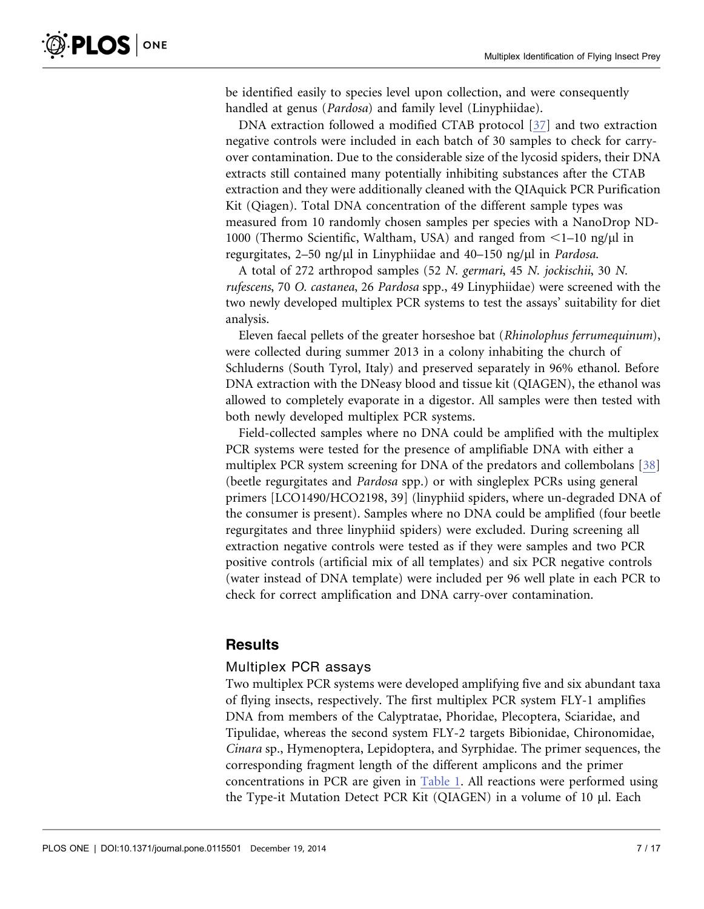be identified easily to species level upon collection, and were consequently handled at genus (*Pardosa*) and family level (Linyphiidae).

DNA extraction followed a modified CTAB protocol [37] and two extraction negative controls were included in each batch of 30 samples to check for carry-over contamination. Due to the considerable size of the lycosid spiders, their DNA extracts still contained many potentially inhibiting substances after the CTAB extraction and they were additionally cleaned with the QIAquick PCR Purification Kit (Qiagen). Total DNA concentration of the different sample types was measured from 10 randomly chosen samples per species with a NanoDrop ND-1000 (Thermo Scientific, Waltham, USA) and ranged from <1–10 ng/µl in regurgitates, 2–50 ng/µl in Linyphiidae and 40–150 ng/µl in *Pardosa*.

A total of 272 arthropod samples (52 *N. germari*, 45 *N. jockischii*, 30 *N. rufescens*, 70 *O. castanea*, 26 *Pardosa* spp., 49 Linyphiidae) were screened with the two newly developed multiplex PCR systems to test the assays' suitability for diet analysis.

Eleven faecal pellets of the greater horseshoe bat (*Rhinolophus ferrumequinum*), were collected during summer 2013 in a colony inhabiting the church of Schluderns (South Tyrol, Italy) and preserved separately in 96% ethanol. Before DNA extraction with the DNeasy blood and tissue kit (QIAGEN), the ethanol was allowed to completely evaporate in a digestor. All samples were then tested with both newly developed multiplex PCR systems.

Field-collected samples where no DNA could be amplified with the multiplex PCR systems were tested for the presence of amplifiable DNA with either a multiplex PCR system screening for DNA of the predators and collembolans [38] (beetle regurgitates and *Pardosa* spp.) or with singleplex PCRs using general primers [LCO1490/HCO2198, 39] (linyphiid spiders, where un-degraded DNA of the consumer is present). Samples where no DNA could be amplified (four beetle regurgitates and three linyphiid spiders) were excluded. During screening all extraction negative controls were tested as if they were samples and two PCR positive controls (artificial mix of all templates) and six PCR negative controls (water instead of DNA template) were included per 96 well plate in each PCR to check for correct amplification and DNA carry-over contamination.

## Results

### Multiplex PCR assays

Two multiplex PCR systems were developed amplifying five and six abundant taxa of flying insects, respectively. The first multiplex PCR system FLY-1 amplifies DNA from members of the Calyptratae, Phoridae, Plecoptera, Sciaridae, and Tipulidae, whereas the second system FLY-2 targets Bibionidae, Chironomidae, *Cinara* sp., Hymenoptera, Lepidoptera, and Syrphidae. The primer sequences, the corresponding fragment length of the different amplicons and the primer concentrations in PCR are given in Table 1. All reactions were performed using the Type-it Mutation Detect PCR Kit (QIAGEN) in a volume of 10 µl. Each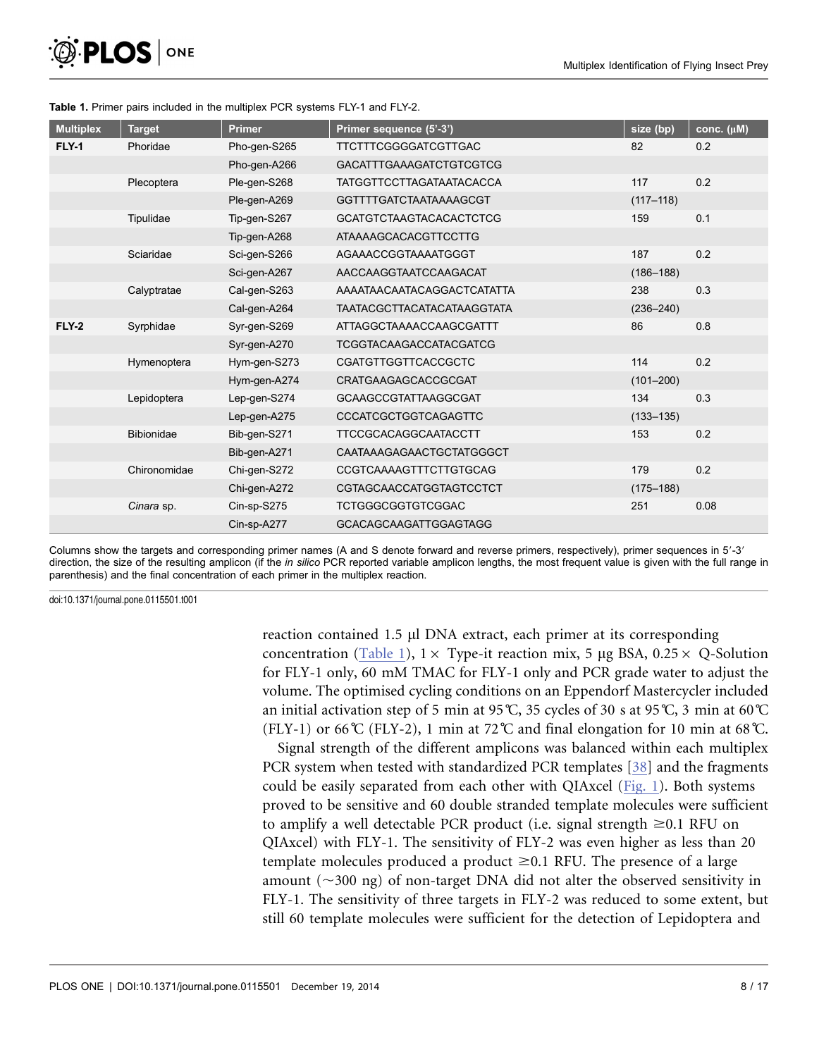**Table 1.** Primer pairs included in the multiplex PCR systems FLY-1 and FLY-2.

| Multiplex | Target | Primer | Primer sequence (5'-3') | size (bp) | conc. (μM) |
|---|---|---|---|---|---|
| **FLY-1** | Phoridae | Pho-gen-S265 | TTCTTTCGGGGATCGTTGAC | 82 | 0.2 |
| | | Pho-gen-A266 | GACATTTGAAAGATCTGTCGTCG | | |
| | Plecoptera | Ple-gen-S268 | TATGGTTCCTTAGATAATACACCA | 117 | 0.2 |
| | | Ple-gen-A269 | GGTTTTGATCTAATAAAAGCGT | (117–118) | |
| | Tipulidae | Tip-gen-S267 | GCATGTCTAAGTACACACTCTCG | 159 | 0.1 |
| | | Tip-gen-A268 | ATAAAAGCACACGTTCCTTG | | |
| | Sciaridae | Sci-gen-S266 | AGAAACCGGTAAAATGGGT | 187 | 0.2 |
| | | Sci-gen-A267 | AACCAAGGTAATCCAAGACAT | (186–188) | |
| | Calyptratae | Cal-gen-S263 | AAAATAACAATACAGGACTCATATTA | 238 | 0.3 |
| | | Cal-gen-A264 | TAATACGCTTACATACATAAGGTATA | (236–240) | |
| **FLY-2** | Syrphidae | Syr-gen-S269 | ATTAGGCTAAAACCAAGCGATTT | 86 | 0.8 |
| | | Syr-gen-A270 | TCGGTACAAGACCATACGATCG | | |
| | Hymenoptera | Hym-gen-S273 | CGATGTTGGTTCACCGCTC | 114 | 0.2 |
| | | Hym-gen-A274 | CRATGAAGAGCACCGCGAT | (101–200) | |
| | Lepidoptera | Lep-gen-S274 | GCAAGCCGTATTAAGGCGAT | 134 | 0.3 |
| | | Lep-gen-A275 | CCCATCGCTGGTCAGAGTTC | (133–135) | |
| | Bibionidae | Bib-gen-S271 | TTCCGCACAGGCAATACCTT | 153 | 0.2 |
| | | Bib-gen-A271 | CAATAAAGAGAACTGCTATGGGCT | | |
| | Chironomidae | Chi-gen-S272 | CCGTCAAAAGTTTCTTGTGCAG | 179 | 0.2 |
| | | Chi-gen-A272 | CGTAGCAACCATGGTAGTCCTCT | (175–188) | |
| | *Cinara* sp. | Cin-sp-S275 | TCTGGGCGGTGTCGGAC | 251 | 0.08 |
| | | Cin-sp-A277 | GCACAGCAAGATTGGAGTAGG | | |

Columns show the targets and corresponding primer names (A and S denote forward and reverse primers, respectively), primer sequences in 5′-3′ direction, the size of the resulting amplicon (if the *in silico* PCR reported variable amplicon lengths, the most frequent value is given with the full range in parenthesis) and the final concentration of each primer in the multiplex reaction.

doi:10.1371/journal.pone.0115501.t001

reaction contained 1.5 μl DNA extract, each primer at its corresponding concentration (Table 1), 1× Type-it reaction mix, 5 μg BSA, 0.25× Q-Solution for FLY-1 only, 60 mM TMAC for FLY-1 only and PCR grade water to adjust the volume. The optimised cycling conditions on an Eppendorf Mastercycler included an initial activation step of 5 min at 95℃, 35 cycles of 30 s at 95℃, 3 min at 60℃ (FLY-1) or 66℃ (FLY-2), 1 min at 72℃ and final elongation for 10 min at 68℃.

Signal strength of the different amplicons was balanced within each multiplex PCR system when tested with standardized PCR templates [38] and the fragments could be easily separated from each other with QIAxcel (Fig. 1). Both systems proved to be sensitive and 60 double stranded template molecules were sufficient to amplify a well detectable PCR product (i.e. signal strength ≥0.1 RFU on QIAxcel) with FLY-1. The sensitivity of FLY-2 was even higher as less than 20 template molecules produced a product ≥0.1 RFU. The presence of a large amount (~300 ng) of non-target DNA did not alter the observed sensitivity in FLY-1. The sensitivity of three targets in FLY-2 was reduced to some extent, but still 60 template molecules were sufficient for the detection of Lepidoptera and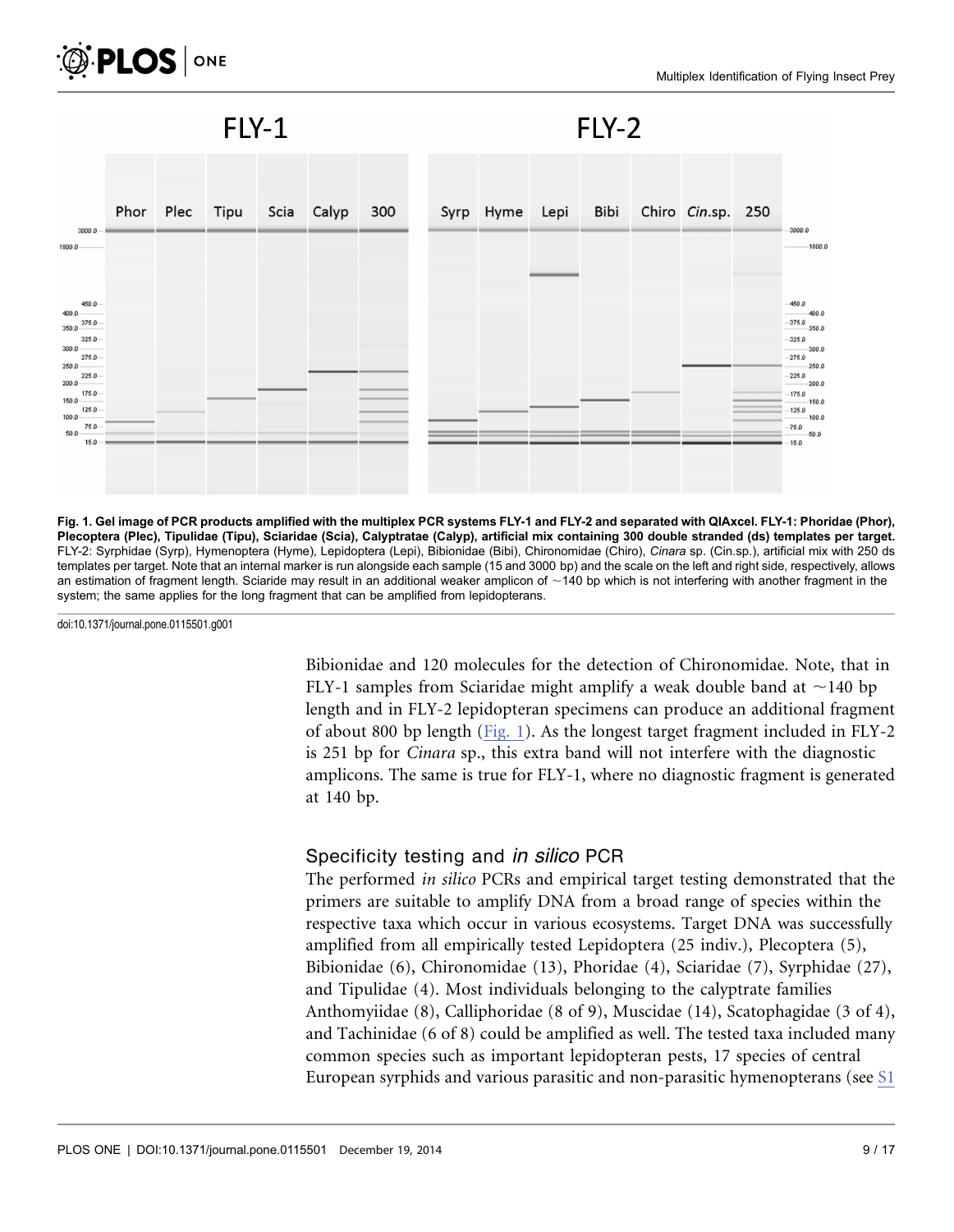Fig. 1. Gel image of PCR products amplified with the multiplex PCR systems FLY-1 and FLY-2 and separated with QIAxcel. FLY-1: Phoridae (Phor), Plecoptera (Plec), Tipulidae (Tipu), Sciaridae (Scia), Calyptratae (Calyp), artificial mix containing 300 double stranded (ds) templates per target. FLY-2: Syrphidae (Syrp), Hymenoptera (Hyme), Lepidoptera (Lepi), Bibionidae (Bibi), Chironomidae (Chiro), *Cinara* sp. (Cin.sp.), artificial mix with 250 ds templates per target. Note that an internal marker is run alongside each sample (15 and 3000 bp) and the scale on the left and right side, respectively, allows an estimation of fragment length. Sciaride may result in an additional weaker amplicon of ~140 bp which is not interfering with another fragment in the system; the same applies for the long fragment that can be amplified from lepidopterans.

doi:10.1371/journal.pone.0115501.g001

Bibionidae and 120 molecules for the detection of Chironomidae. Note, that in FLY-1 samples from Sciaridae might amplify a weak double band at ~140 bp length and in FLY-2 lepidopteran specimens can produce an additional fragment of about 800 bp length (Fig. 1). As the longest target fragment included in FLY-2 is 251 bp for *Cinara* sp., this extra band will not interfere with the diagnostic amplicons. The same is true for FLY-1, where no diagnostic fragment is generated at 140 bp.

## Specificity testing and *in silico* PCR

The performed *in silico* PCRs and empirical target testing demonstrated that the primers are suitable to amplify DNA from a broad range of species within the respective taxa which occur in various ecosystems. Target DNA was successfully amplified from all empirically tested Lepidoptera (25 indiv.), Plecoptera (5), Bibionidae (6), Chironomidae (13), Phoridae (4), Sciaridae (7), Syrphidae (27), and Tipulidae (4). Most individuals belonging to the calyptrate families Anthomyiidae (8), Calliphoridae (8 of 9), Muscidae (14), Scatophagidae (3 of 4), and Tachinidae (6 of 8) could be amplified as well. The tested taxa included many common species such as important lepidopteran pests, 17 species of central European syrphids and various parasitic and non-parasitic hymenopterans (see S1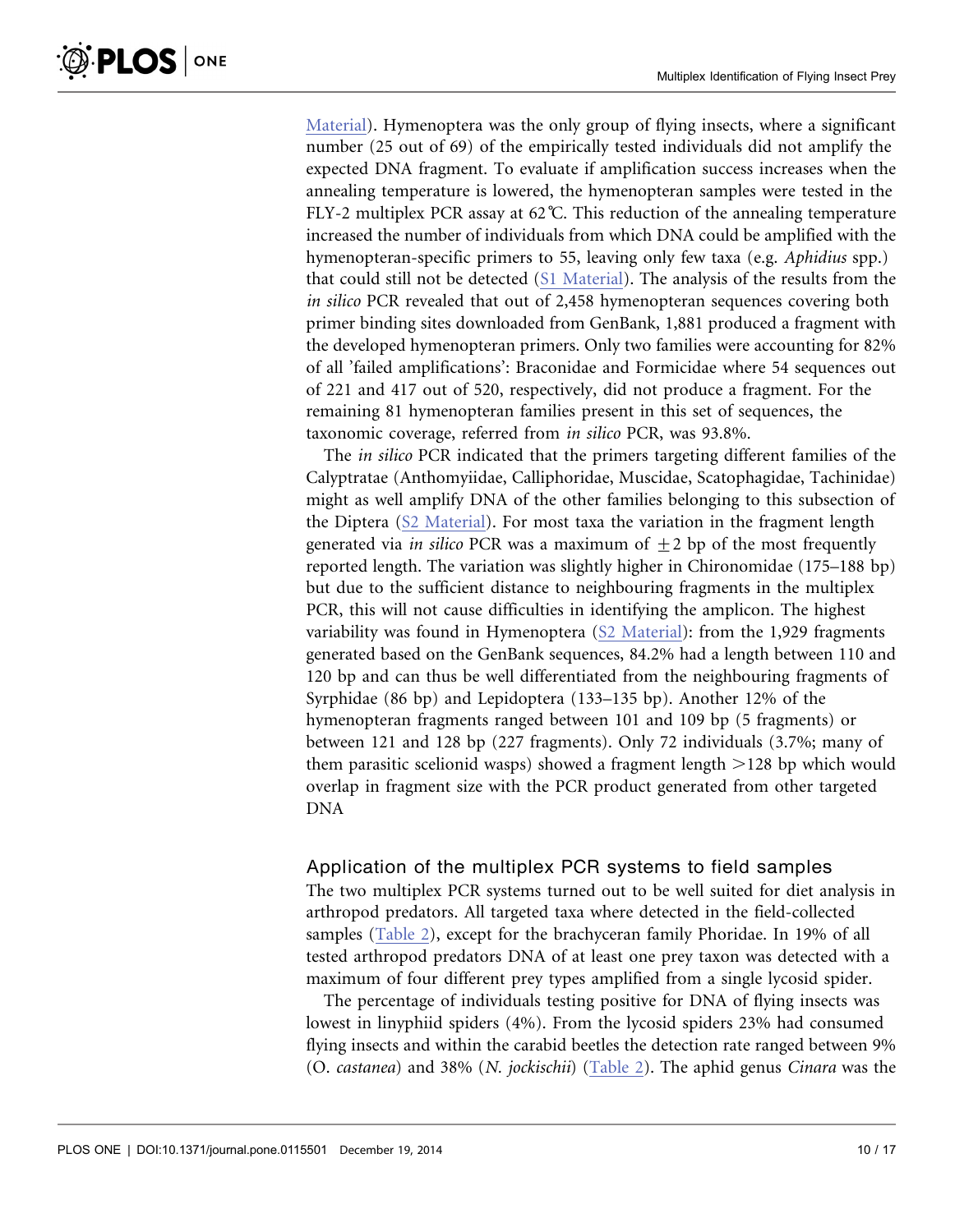Material). Hymenoptera was the only group of flying insects, where a significant number (25 out of 69) of the empirically tested individuals did not amplify the expected DNA fragment. To evaluate if amplification success increases when the annealing temperature is lowered, the hymenopteran samples were tested in the FLY-2 multiplex PCR assay at 62℃. This reduction of the annealing temperature increased the number of individuals from which DNA could be amplified with the hymenopteran-specific primers to 55, leaving only few taxa (e.g. *Aphidius* spp.) that could still not be detected (S1 Material). The analysis of the results from the *in silico* PCR revealed that out of 2,458 hymenopteran sequences covering both primer binding sites downloaded from GenBank, 1,881 produced a fragment with the developed hymenopteran primers. Only two families were accounting for 82% of all 'failed amplifications': Braconidae and Formicidae where 54 sequences out of 221 and 417 out of 520, respectively, did not produce a fragment. For the remaining 81 hymenopteran families present in this set of sequences, the taxonomic coverage, referred from *in silico* PCR, was 93.8%.

The *in silico* PCR indicated that the primers targeting different families of the Calyptratae (Anthomyiidae, Calliphoridae, Muscidae, Scatophagidae, Tachinidae) might as well amplify DNA of the other families belonging to this subsection of the Diptera (S2 Material). For most taxa the variation in the fragment length generated via *in silico* PCR was a maximum of $\pm 2$ bp of the most frequently reported length. The variation was slightly higher in Chironomidae (175–188 bp) but due to the sufficient distance to neighbouring fragments in the multiplex PCR, this will not cause difficulties in identifying the amplicon. The highest variability was found in Hymenoptera (S2 Material): from the 1,929 fragments generated based on the GenBank sequences, 84.2% had a length between 110 and 120 bp and can thus be well differentiated from the neighbouring fragments of Syrphidae (86 bp) and Lepidoptera (133–135 bp). Another 12% of the hymenopteran fragments ranged between 101 and 109 bp (5 fragments) or between 121 and 128 bp (227 fragments). Only 72 individuals (3.7%; many of them parasitic scelionid wasps) showed a fragment length >128 bp which would overlap in fragment size with the PCR product generated from other targeted DNA

## Application of the multiplex PCR systems to field samples

The two multiplex PCR systems turned out to be well suited for diet analysis in arthropod predators. All targeted taxa where detected in the field-collected samples (Table 2), except for the brachyceran family Phoridae. In 19% of all tested arthropod predators DNA of at least one prey taxon was detected with a maximum of four different prey types amplified from a single lycosid spider.

The percentage of individuals testing positive for DNA of flying insects was lowest in linyphiid spiders (4%). From the lycosid spiders 23% had consumed flying insects and within the carabid beetles the detection rate ranged between 9% (*O. castanea*) and 38% (*N. jockischii*) (Table 2). The aphid genus *Cinara* was the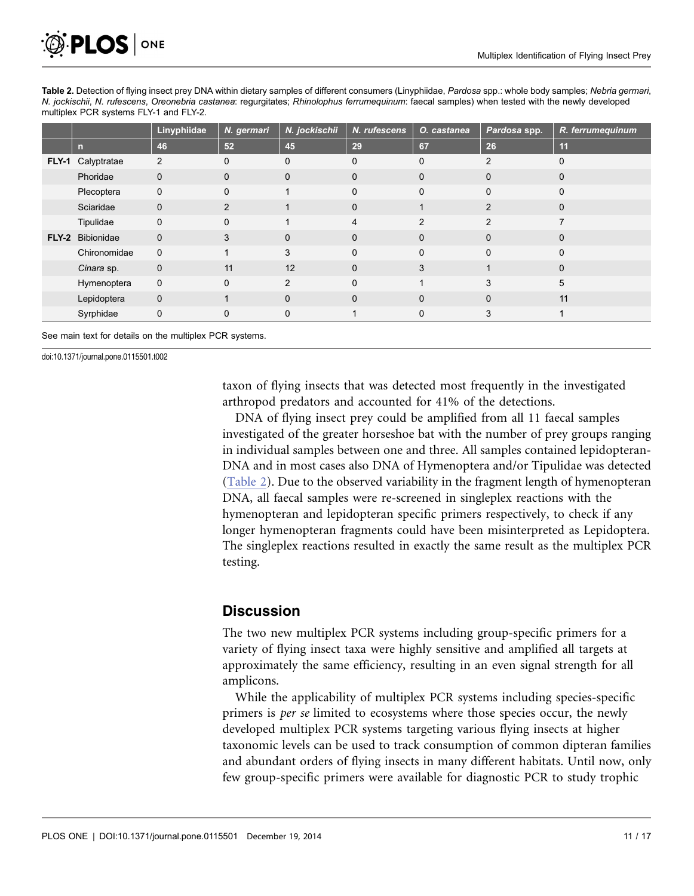**Table 2.** Detection of flying insect prey DNA within dietary samples of different consumers (Linyphiidae, *Pardosa* spp.: whole body samples; *Nebria germari*, *N. jockischii*, *N. rufescens*, *Oreonebria castanea*: regurgitates; *Rhinolophus ferrumequinum*: faecal samples) when tested with the newly developed multiplex PCR systems FLY-1 and FLY-2.

| | | Linyphiidae | *N. germari* | *N. jockischii* | *N. rufescens* | *O. castanea* | *Pardosa* spp. | *R. ferrumequinum* |
|---|---|---|---|---|---|---|---|---|
| | n | 46 | 52 | 45 | 29 | 67 | 26 | 11 |
| FLY-1 | Calyptratae | 2 | 0 | 0 | 0 | 0 | 2 | 0 |
| | Phoridae | 0 | 0 | 0 | 0 | 0 | 0 | 0 |
| | Plecoptera | 0 | 0 | 1 | 0 | 0 | 0 | 0 |
| | Sciaridae | 0 | 2 | 1 | 0 | 1 | 2 | 0 |
| | Tipulidae | 0 | 0 | 1 | 4 | 2 | 2 | 7 |
| FLY-2 | Bibionidae | 0 | 3 | 0 | 0 | 0 | 0 | 0 |
| | Chironomidae | 0 | 1 | 3 | 0 | 0 | 0 | 0 |
| | *Cinara* sp. | 0 | 11 | 12 | 0 | 3 | 1 | 0 |
| | Hymenoptera | 0 | 0 | 2 | 0 | 1 | 3 | 5 |
| | Lepidoptera | 0 | 1 | 0 | 0 | 0 | 0 | 11 |
| | Syrphidae | 0 | 0 | 0 | 1 | 0 | 3 | 1 |

See main text for details on the multiplex PCR systems.

doi:10.1371/journal.pone.0115501.t002

taxon of flying insects that was detected most frequently in the investigated arthropod predators and accounted for 41% of the detections.

DNA of flying insect prey could be amplified from all 11 faecal samples investigated of the greater horseshoe bat with the number of prey groups ranging in individual samples between one and three. All samples contained lepidopteran-DNA and in most cases also DNA of Hymenoptera and/or Tipulidae was detected (Table 2). Due to the observed variability in the fragment length of hymenopteran DNA, all faecal samples were re-screened in singleplex reactions with the hymenopteran and lepidopteran specific primers respectively, to check if any longer hymenopteran fragments could have been misinterpreted as Lepidoptera. The singleplex reactions resulted in exactly the same result as the multiplex PCR testing.

## Discussion

The two new multiplex PCR systems including group-specific primers for a variety of flying insect taxa were highly sensitive and amplified all targets at approximately the same efficiency, resulting in an even signal strength for all amplicons.

While the applicability of multiplex PCR systems including species-specific primers is *per se* limited to ecosystems where those species occur, the newly developed multiplex PCR systems targeting various flying insects at higher taxonomic levels can be used to track consumption of common dipteran families and abundant orders of flying insects in many different habitats. Until now, only few group-specific primers were available for diagnostic PCR to study trophic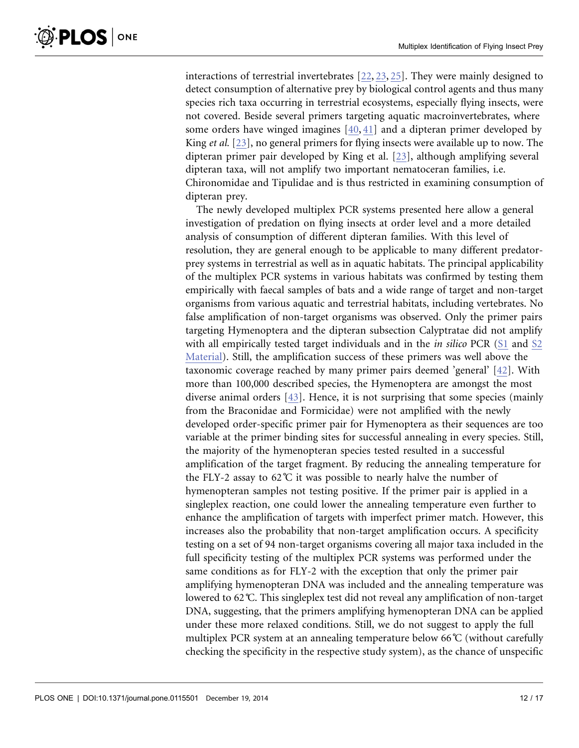interactions of terrestrial invertebrates [22, 23, 25]. They were mainly designed to detect consumption of alternative prey by biological control agents and thus many species rich taxa occurring in terrestrial ecosystems, especially flying insects, were not covered. Beside several primers targeting aquatic macroinvertebrates, where some orders have winged imagines [40, 41] and a dipteran primer developed by King *et al.* [23], no general primers for flying insects were available up to now. The dipteran primer pair developed by King et al. [23], although amplifying several dipteran taxa, will not amplify two important nematoceran families, i.e. Chironomidae and Tipulidae and is thus restricted in examining consumption of dipteran prey.

The newly developed multiplex PCR systems presented here allow a general investigation of predation on flying insects at order level and a more detailed analysis of consumption of different dipteran families. With this level of resolution, they are general enough to be applicable to many different predator-prey systems in terrestrial as well as in aquatic habitats. The principal applicability of the multiplex PCR systems in various habitats was confirmed by testing them empirically with faecal samples of bats and a wide range of target and non-target organisms from various aquatic and terrestrial habitats, including vertebrates. No false amplification of non-target organisms was observed. Only the primer pairs targeting Hymenoptera and the dipteran subsection Calyptratae did not amplify with all empirically tested target individuals and in the *in silico* PCR (S1 and S2 Material). Still, the amplification success of these primers was well above the taxonomic coverage reached by many primer pairs deemed 'general' [42]. With more than 100,000 described species, the Hymenoptera are amongst the most diverse animal orders [43]. Hence, it is not surprising that some species (mainly from the Braconidae and Formicidae) were not amplified with the newly developed order-specific primer pair for Hymenoptera as their sequences are too variable at the primer binding sites for successful annealing in every species. Still, the majority of the hymenopteran species tested resulted in a successful amplification of the target fragment. By reducing the annealing temperature for the FLY-2 assay to 62℃ it was possible to nearly halve the number of hymenopteran samples not testing positive. If the primer pair is applied in a singleplex reaction, one could lower the annealing temperature even further to enhance the amplification of targets with imperfect primer match. However, this increases also the probability that non-target amplification occurs. A specificity testing on a set of 94 non-target organisms covering all major taxa included in the full specificity testing of the multiplex PCR systems was performed under the same conditions as for FLY-2 with the exception that only the primer pair amplifying hymenopteran DNA was included and the annealing temperature was lowered to 62℃. This singleplex test did not reveal any amplification of non-target DNA, suggesting, that the primers amplifying hymenopteran DNA can be applied under these more relaxed conditions. Still, we do not suggest to apply the full multiplex PCR system at an annealing temperature below 66℃ (without carefully checking the specificity in the respective study system), as the chance of unspecific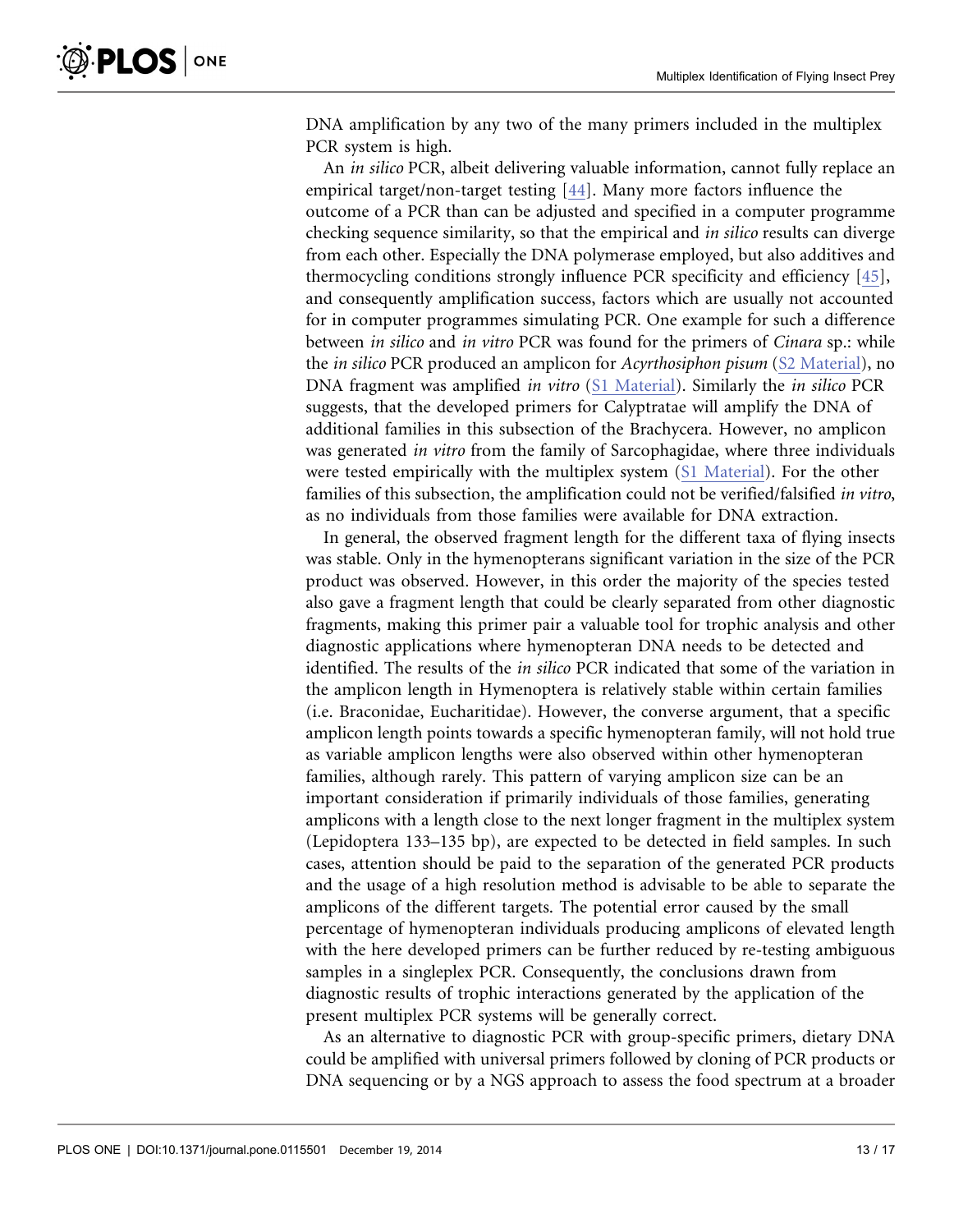DNA amplification by any two of the many primers included in the multiplex PCR system is high.

An *in silico* PCR, albeit delivering valuable information, cannot fully replace an empirical target/non-target testing [44]. Many more factors influence the outcome of a PCR than can be adjusted and specified in a computer programme checking sequence similarity, so that the empirical and *in silico* results can diverge from each other. Especially the DNA polymerase employed, but also additives and thermocycling conditions strongly influence PCR specificity and efficiency [45], and consequently amplification success, factors which are usually not accounted for in computer programmes simulating PCR. One example for such a difference between *in silico* and *in vitro* PCR was found for the primers of *Cinara* sp.: while the *in silico* PCR produced an amplicon for *Acyrthosiphon pisum* (S2 Material), no DNA fragment was amplified *in vitro* (S1 Material). Similarly the *in silico* PCR suggests, that the developed primers for Calyptratae will amplify the DNA of additional families in this subsection of the Brachycera. However, no amplicon was generated *in vitro* from the family of Sarcophagidae, where three individuals were tested empirically with the multiplex system (S1 Material). For the other families of this subsection, the amplification could not be verified/falsified *in vitro*, as no individuals from those families were available for DNA extraction.

In general, the observed fragment length for the different taxa of flying insects was stable. Only in the hymenopterans significant variation in the size of the PCR product was observed. However, in this order the majority of the species tested also gave a fragment length that could be clearly separated from other diagnostic fragments, making this primer pair a valuable tool for trophic analysis and other diagnostic applications where hymenopteran DNA needs to be detected and identified. The results of the *in silico* PCR indicated that some of the variation in the amplicon length in Hymenoptera is relatively stable within certain families (i.e. Braconidae, Eucharitidae). However, the converse argument, that a specific amplicon length points towards a specific hymenopteran family, will not hold true as variable amplicon lengths were also observed within other hymenopteran families, although rarely. This pattern of varying amplicon size can be an important consideration if primarily individuals of those families, generating amplicons with a length close to the next longer fragment in the multiplex system (Lepidoptera 133–135 bp), are expected to be detected in field samples. In such cases, attention should be paid to the separation of the generated PCR products and the usage of a high resolution method is advisable to be able to separate the amplicons of the different targets. The potential error caused by the small percentage of hymenopteran individuals producing amplicons of elevated length with the here developed primers can be further reduced by re-testing ambiguous samples in a singleplex PCR. Consequently, the conclusions drawn from diagnostic results of trophic interactions generated by the application of the present multiplex PCR systems will be generally correct.

As an alternative to diagnostic PCR with group-specific primers, dietary DNA could be amplified with universal primers followed by cloning of PCR products or DNA sequencing or by a NGS approach to assess the food spectrum at a broader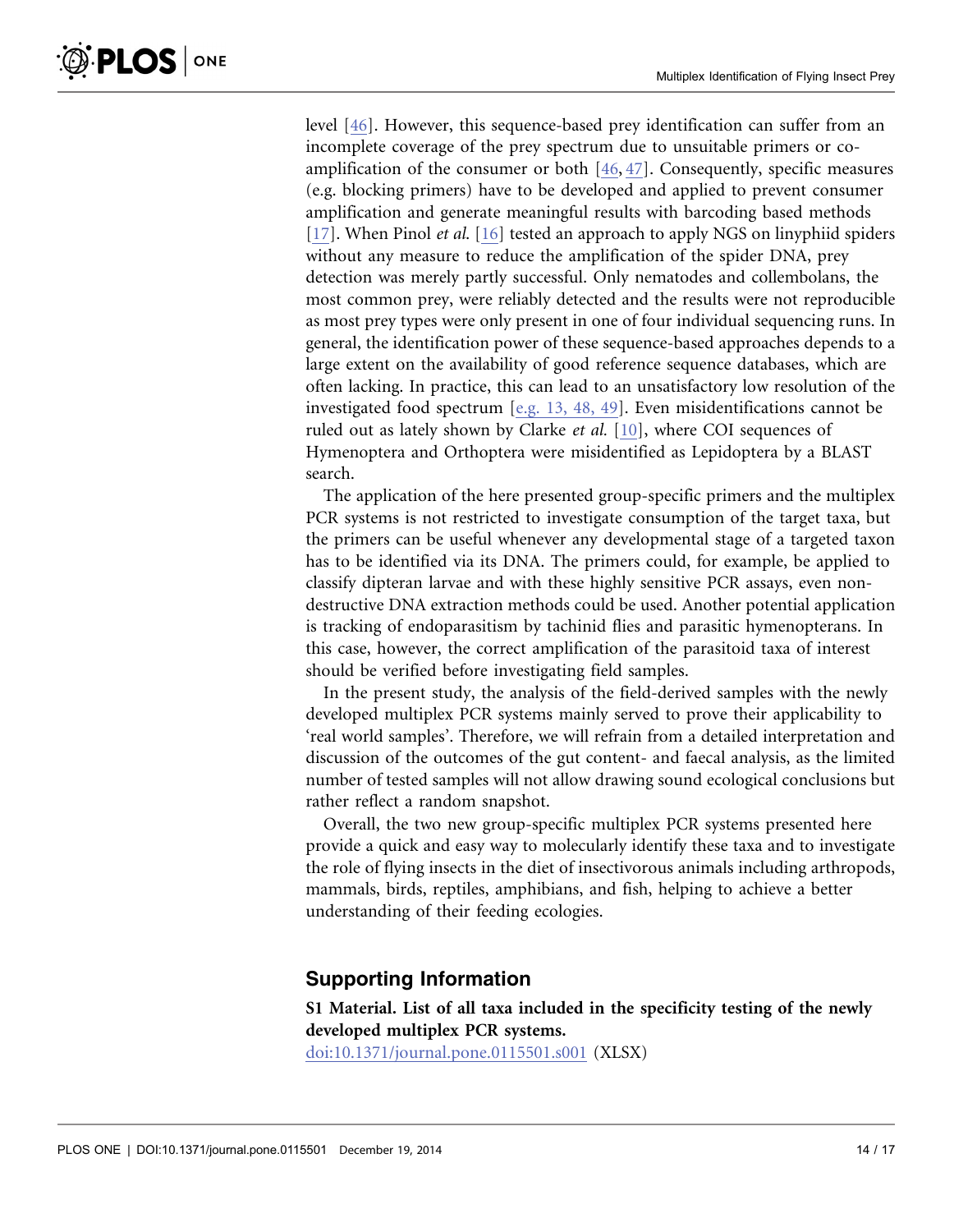level [46]. However, this sequence-based prey identification can suffer from an incomplete coverage of the prey spectrum due to unsuitable primers or co-amplification of the consumer or both [46, 47]. Consequently, specific measures (e.g. blocking primers) have to be developed and applied to prevent consumer amplification and generate meaningful results with barcoding based methods [17]. When Pinol *et al.* [16] tested an approach to apply NGS on linyphiid spiders without any measure to reduce the amplification of the spider DNA, prey detection was merely partly successful. Only nematodes and collembolans, the most common prey, were reliably detected and the results were not reproducible as most prey types were only present in one of four individual sequencing runs. In general, the identification power of these sequence-based approaches depends to a large extent on the availability of good reference sequence databases, which are often lacking. In practice, this can lead to an unsatisfactory low resolution of the investigated food spectrum [e.g. 13, 48, 49]. Even misidentifications cannot be ruled out as lately shown by Clarke *et al.* [10], where COI sequences of Hymenoptera and Orthoptera were misidentified as Lepidoptera by a BLAST search.

The application of the here presented group-specific primers and the multiplex PCR systems is not restricted to investigate consumption of the target taxa, but the primers can be useful whenever any developmental stage of a targeted taxon has to be identified via its DNA. The primers could, for example, be applied to classify dipteran larvae and with these highly sensitive PCR assays, even non-destructive DNA extraction methods could be used. Another potential application is tracking of endoparasitism by tachinid flies and parasitic hymenopterans. In this case, however, the correct amplification of the parasitoid taxa of interest should be verified before investigating field samples.

In the present study, the analysis of the field-derived samples with the newly developed multiplex PCR systems mainly served to prove their applicability to 'real world samples'. Therefore, we will refrain from a detailed interpretation and discussion of the outcomes of the gut content- and faecal analysis, as the limited number of tested samples will not allow drawing sound ecological conclusions but rather reflect a random snapshot.

Overall, the two new group-specific multiplex PCR systems presented here provide a quick and easy way to molecularly identify these taxa and to investigate the role of flying insects in the diet of insectivorous animals including arthropods, mammals, birds, reptiles, amphibians, and fish, helping to achieve a better understanding of their feeding ecologies.

## Supporting Information

**S1 Material. List of all taxa included in the specificity testing of the newly developed multiplex PCR systems.**
doi:10.1371/journal.pone.0115501.s001 (XLSX)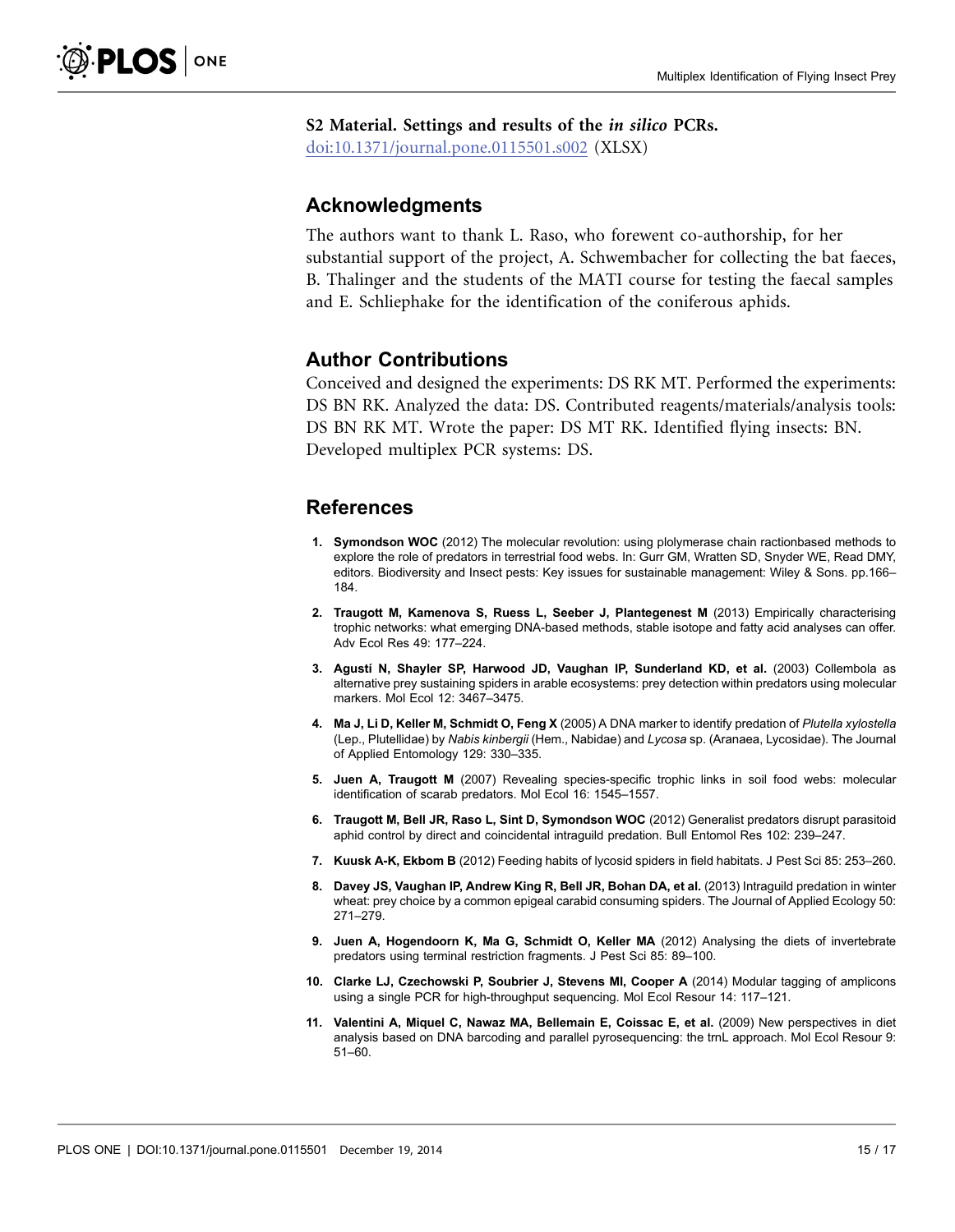**S2 Material. Settings and results of the *in silico* PCRs.**
doi:10.1371/journal.pone.0115501.s002 (XLSX)

## Acknowledgments

The authors want to thank L. Raso, who forewent co-authorship, for her substantial support of the project, A. Schwembacher for collecting the bat faeces, B. Thalinger and the students of the MATI course for testing the faecal samples and E. Schliephake for the identification of the coniferous aphids.

## Author Contributions

Conceived and designed the experiments: DS RK MT. Performed the experiments: DS BN RK. Analyzed the data: DS. Contributed reagents/materials/analysis tools: DS BN RK MT. Wrote the paper: DS MT RK. Identified flying insects: BN. Developed multiplex PCR systems: DS.

## References

1. **Symondson WOC** (2012) The molecular revolution: using plolymerase chain ractionbased methods to explore the role of predators in terrestrial food webs. In: Gurr GM, Wratten SD, Snyder WE, Read DMY, editors. Biodiversity and Insect pests: Key issues for sustainable management: Wiley & Sons. pp.166–184.
2. **Traugott M, Kamenova S, Ruess L, Seeber J, Plantegenest M** (2013) Empirically characterising trophic networks: what emerging DNA-based methods, stable isotope and fatty acid analyses can offer. Adv Ecol Res 49: 177–224.
3. **Agustí N, Shayler SP, Harwood JD, Vaughan IP, Sunderland KD, et al.** (2003) Collembola as alternative prey sustaining spiders in arable ecosystems: prey detection within predators using molecular markers. Mol Ecol 12: 3467–3475.
4. **Ma J, Li D, Keller M, Schmidt O, Feng X** (2005) A DNA marker to identify predation of *Plutella xylostella* (Lep., Plutellidae) by *Nabis kinbergii* (Hem., Nabidae) and *Lycosa* sp. (Aranaea, Lycosidae). The Journal of Applied Entomology 129: 330–335.
5. **Juen A, Traugott M** (2007) Revealing species-specific trophic links in soil food webs: molecular identification of scarab predators. Mol Ecol 16: 1545–1557.
6. **Traugott M, Bell JR, Raso L, Sint D, Symondson WOC** (2012) Generalist predators disrupt parasitoid aphid control by direct and coincidental intraguild predation. Bull Entomol Res 102: 239–247.
7. **Kuusk A-K, Ekbom B** (2012) Feeding habits of lycosid spiders in field habitats. J Pest Sci 85: 253–260.
8. **Davey JS, Vaughan IP, Andrew King R, Bell JR, Bohan DA, et al.** (2013) Intraguild predation in winter wheat: prey choice by a common epigeal carabid consuming spiders. The Journal of Applied Ecology 50: 271–279.
9. **Juen A, Hogendoorn K, Ma G, Schmidt O, Keller MA** (2012) Analysing the diets of invertebrate predators using terminal restriction fragments. J Pest Sci 85: 89–100.
10. **Clarke LJ, Czechowski P, Soubrier J, Stevens MI, Cooper A** (2014) Modular tagging of amplicons using a single PCR for high-throughput sequencing. Mol Ecol Resour 14: 117–121.
11. **Valentini A, Miquel C, Nawaz MA, Bellemain E, Coissac E, et al.** (2009) New perspectives in diet analysis based on DNA barcoding and parallel pyrosequencing: the trnL approach. Mol Ecol Resour 9: 51–60.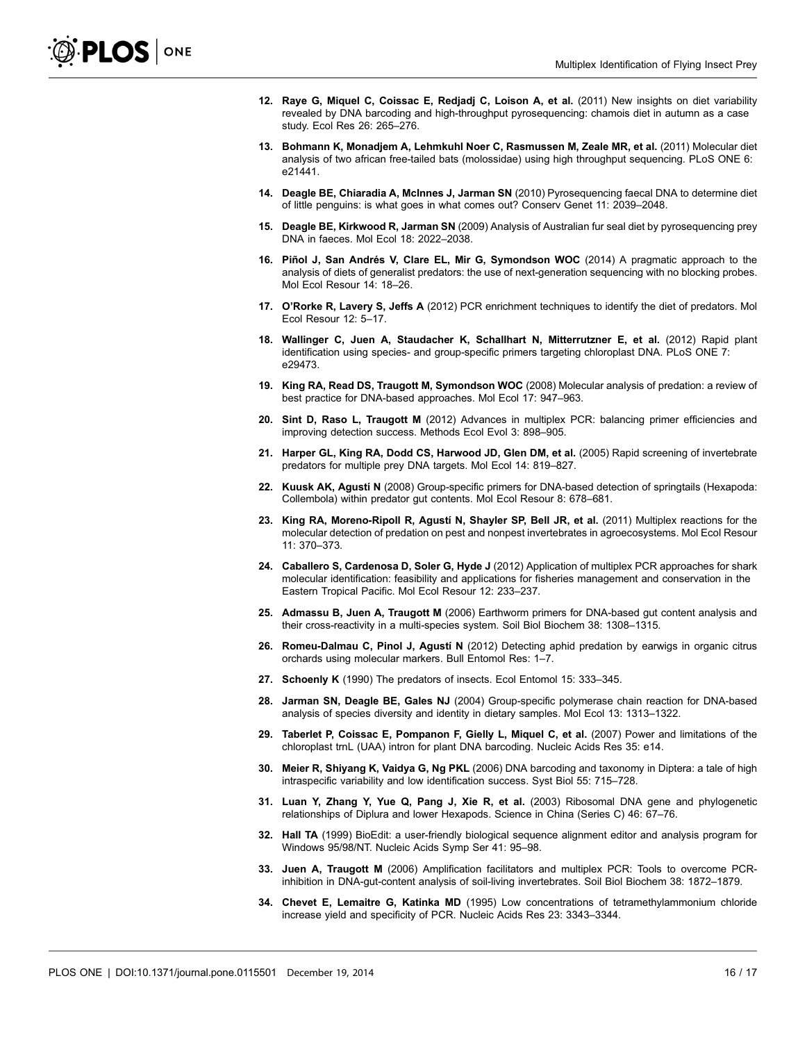12. **Raye G, Miquel C, Coissac E, Redjadj C, Loison A, et al.** (2011) New insights on diet variability revealed by DNA barcoding and high-throughput pyrosequencing: chamois diet in autumn as a case study. Ecol Res 26: 265–276.

13. **Bohmann K, Monadjem A, Lehmkuhl Noer C, Rasmussen M, Zeale MR, et al.** (2011) Molecular diet analysis of two african free-tailed bats (molossidae) using high throughput sequencing. PLoS ONE 6: e21441.

14. **Deagle BE, Chiaradia A, McInnes J, Jarman SN** (2010) Pyrosequencing faecal DNA to determine diet of little penguins: is what goes in what comes out? Conserv Genet 11: 2039–2048.

15. **Deagle BE, Kirkwood R, Jarman SN** (2009) Analysis of Australian fur seal diet by pyrosequencing prey DNA in faeces. Mol Ecol 18: 2022–2038.

16. **Piñol J, San Andrés V, Clare EL, Mir G, Symondson WOC** (2014) A pragmatic approach to the analysis of diets of generalist predators: the use of next-generation sequencing with no blocking probes. Mol Ecol Resour 14: 18–26.

17. **O'Rorke R, Lavery S, Jeffs A** (2012) PCR enrichment techniques to identify the diet of predators. Mol Ecol Resour 12: 5–17.

18. **Wallinger C, Juen A, Staudacher K, Schallhart N, Mitterrutzner E, et al.** (2012) Rapid plant identification using species- and group-specific primers targeting chloroplast DNA. PLoS ONE 7: e29473.

19. **King RA, Read DS, Traugott M, Symondson WOC** (2008) Molecular analysis of predation: a review of best practice for DNA-based approaches. Mol Ecol 17: 947–963.

20. **Sint D, Raso L, Traugott M** (2012) Advances in multiplex PCR: balancing primer efficiencies and improving detection success. Methods Ecol Evol 3: 898–905.

21. **Harper GL, King RA, Dodd CS, Harwood JD, Glen DM, et al.** (2005) Rapid screening of invertebrate predators for multiple prey DNA targets. Mol Ecol 14: 819–827.

22. **Kuusk AK, Agustí N** (2008) Group-specific primers for DNA-based detection of springtails (Hexapoda: Collembola) within predator gut contents. Mol Ecol Resour 8: 678–681.

23. **King RA, Moreno-Ripoll R, Agustí N, Shayler SP, Bell JR, et al.** (2011) Multiplex reactions for the molecular detection of predation on pest and nonpest invertebrates in agroecosystems. Mol Ecol Resour 11: 370–373.

24. **Caballero S, Cardenosa D, Soler G, Hyde J** (2012) Application of multiplex PCR approaches for shark molecular identification: feasibility and applications for fisheries management and conservation in the Eastern Tropical Pacific. Mol Ecol Resour 12: 233–237.

25. **Admassu B, Juen A, Traugott M** (2006) Earthworm primers for DNA-based gut content analysis and their cross-reactivity in a multi-species system. Soil Biol Biochem 38: 1308–1315.

26. **Romeu-Dalmau C, Pinol J, Agustí N** (2012) Detecting aphid predation by earwigs in organic citrus orchards using molecular markers. Bull Entomol Res: 1–7.

27. **Schoenly K** (1990) The predators of insects. Ecol Entomol 15: 333–345.

28. **Jarman SN, Deagle BE, Gales NJ** (2004) Group-specific polymerase chain reaction for DNA-based analysis of species diversity and identity in dietary samples. Mol Ecol 13: 1313–1322.

29. **Taberlet P, Coissac E, Pompanon F, Gielly L, Miquel C, et al.** (2007) Power and limitations of the chloroplast trnL (UAA) intron for plant DNA barcoding. Nucleic Acids Res 35: e14.

30. **Meier R, Shiyang K, Vaidya G, Ng PKL** (2006) DNA barcoding and taxonomy in Diptera: a tale of high intraspecific variability and low identification success. Syst Biol 55: 715–728.

31. **Luan Y, Zhang Y, Yue Q, Pang J, Xie R, et al.** (2003) Ribosomal DNA gene and phylogenetic relationships of Diplura and lower Hexapods. Science in China (Series C) 46: 67–76.

32. **Hall TA** (1999) BioEdit: a user-friendly biological sequence alignment editor and analysis program for Windows 95/98/NT. Nucleic Acids Symp Ser 41: 95–98.

33. **Juen A, Traugott M** (2006) Amplification facilitators and multiplex PCR: Tools to overcome PCR-inhibition in DNA-gut-content analysis of soil-living invertebrates. Soil Biol Biochem 38: 1872–1879.

34. **Chevet E, Lemaitre G, Katinka MD** (1995) Low concentrations of tetramethylammonium chloride increase yield and specificity of PCR. Nucleic Acids Res 23: 3343–3344.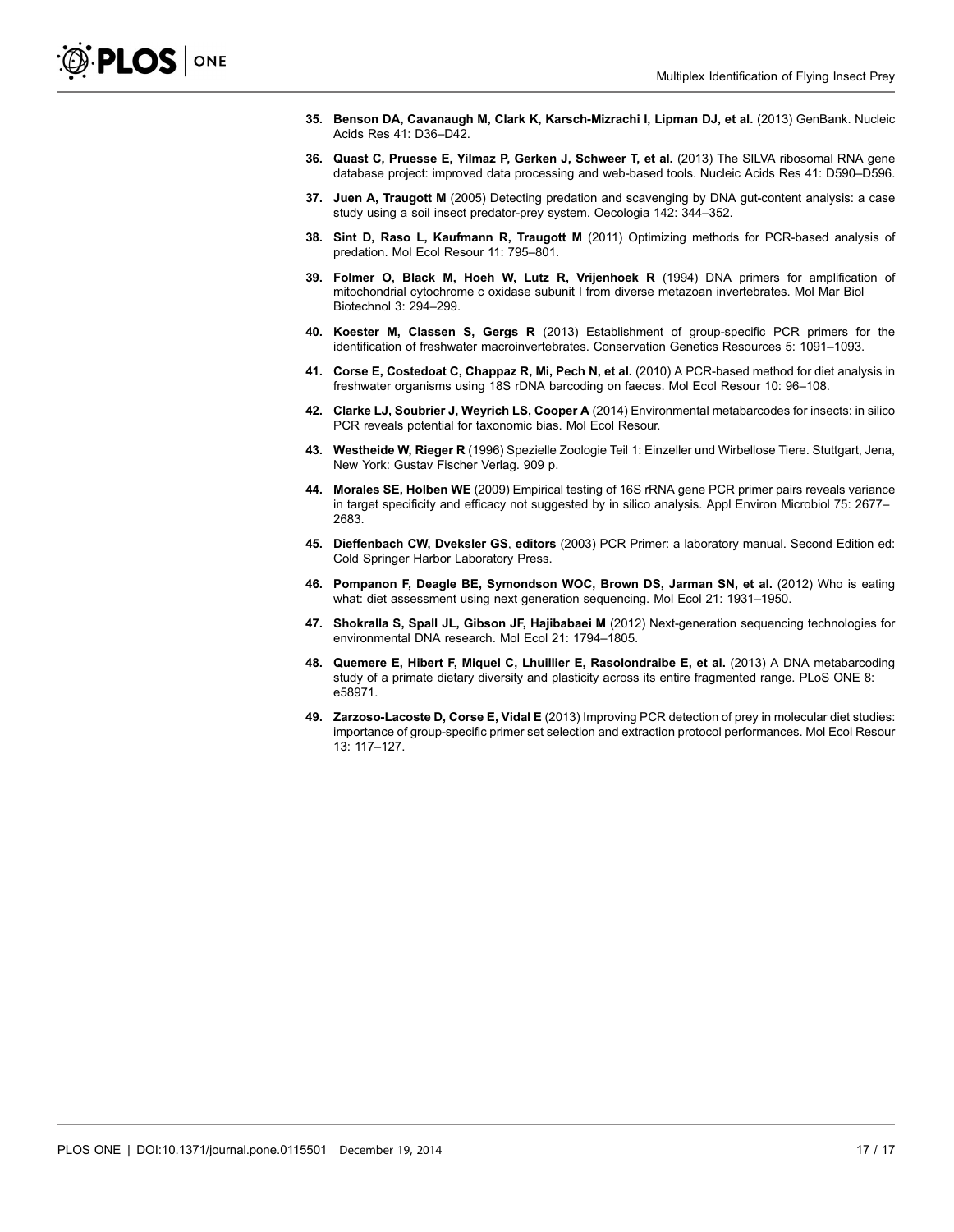35. **Benson DA, Cavanaugh M, Clark K, Karsch-Mizrachi I, Lipman DJ, et al.** (2013) GenBank. Nucleic Acids Res 41: D36–D42.

36. **Quast C, Pruesse E, Yilmaz P, Gerken J, Schweer T, et al.** (2013) The SILVA ribosomal RNA gene database project: improved data processing and web-based tools. Nucleic Acids Res 41: D590–D596.

37. **Juen A, Traugott M** (2005) Detecting predation and scavenging by DNA gut-content analysis: a case study using a soil insect predator-prey system. Oecologia 142: 344–352.

38. **Sint D, Raso L, Kaufmann R, Traugott M** (2011) Optimizing methods for PCR-based analysis of predation. Mol Ecol Resour 11: 795–801.

39. **Folmer O, Black M, Hoeh W, Lutz R, Vrijenhoek R** (1994) DNA primers for amplification of mitochondrial cytochrome c oxidase subunit I from diverse metazoan invertebrates. Mol Mar Biol Biotechnol 3: 294–299.

40. **Koester M, Classen S, Gergs R** (2013) Establishment of group-specific PCR primers for the identification of freshwater macroinvertebrates. Conservation Genetics Resources 5: 1091–1093.

41. **Corse E, Costedoat C, Chappaz R, Mi, Pech N, et al.** (2010) A PCR-based method for diet analysis in freshwater organisms using 18S rDNA barcoding on faeces. Mol Ecol Resour 10: 96–108.

42. **Clarke LJ, Soubrier J, Weyrich LS, Cooper A** (2014) Environmental metabarcodes for insects: in silico PCR reveals potential for taxonomic bias. Mol Ecol Resour.

43. **Westheide W, Rieger R** (1996) Spezielle Zoologie Teil 1: Einzeller und Wirbellose Tiere. Stuttgart, Jena, New York: Gustav Fischer Verlag. 909 p.

44. **Morales SE, Holben WE** (2009) Empirical testing of 16S rRNA gene PCR primer pairs reveals variance in target specificity and efficacy not suggested by in silico analysis. Appl Environ Microbiol 75: 2677–2683.

45. **Dieffenbach CW, Dveksler GS**, **editors** (2003) PCR Primer: a laboratory manual. Second Edition ed: Cold Springer Harbor Laboratory Press.

46. **Pompanon F, Deagle BE, Symondson WOC, Brown DS, Jarman SN, et al.** (2012) Who is eating what: diet assessment using next generation sequencing. Mol Ecol 21: 1931–1950.

47. **Shokralla S, Spall JL, Gibson JF, Hajibabaei M** (2012) Next-generation sequencing technologies for environmental DNA research. Mol Ecol 21: 1794–1805.

48. **Quemere E, Hibert F, Miquel C, Lhuillier E, Rasolondraibe E, et al.** (2013) A DNA metabarcoding study of a primate dietary diversity and plasticity across its entire fragmented range. PLoS ONE 8: e58971.

49. **Zarzoso-Lacoste D, Corse E, Vidal E** (2013) Improving PCR detection of prey in molecular diet studies: importance of group-specific primer set selection and extraction protocol performances. Mol Ecol Resour 13: 117–127.